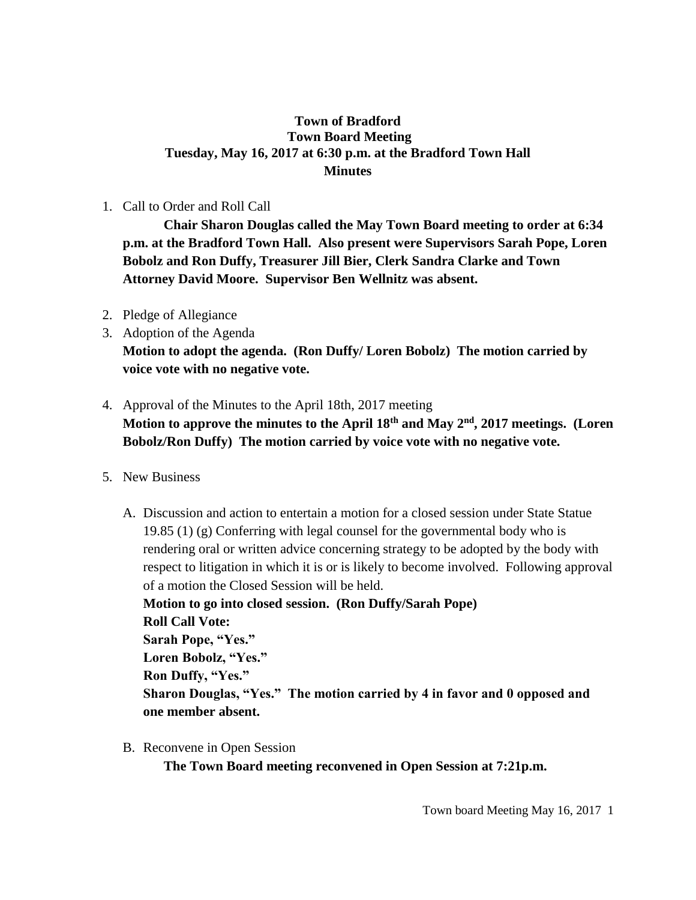**Town of Bradford**
**Town Board Meeting**
**Tuesday, May 16, 2017 at 6:30 p.m. at the Bradford Town Hall**
**Minutes**

1. Call to Order and Roll Call

   **Chair Sharon Douglas called the May Town Board meeting to order at 6:34 p.m. at the Bradford Town Hall. Also present were Supervisors Sarah Pope, Loren Bobolz and Ron Duffy, Treasurer Jill Bier, Clerk Sandra Clarke and Town Attorney David Moore. Supervisor Ben Wellnitz was absent.**

2. Pledge of Allegiance
3. Adoption of the Agenda

   **Motion to adopt the agenda. (Ron Duffy/ Loren Bobolz) The motion carried by voice vote with no negative vote.**

4. Approval of the Minutes to the April 18th, 2017 meeting

   **Motion to approve the minutes to the April 18th and May 2nd, 2017 meetings. (Loren Bobolz/Ron Duffy) The motion carried by voice vote with no negative vote.**

5. New Business

   A. Discussion and action to entertain a motion for a closed session under State Statue 19.85 (1) (g) Conferring with legal counsel for the governmental body who is rendering oral or written advice concerning strategy to be adopted by the body with respect to litigation in which it is or is likely to become involved. Following approval of a motion the Closed Session will be held.

   **Motion to go into closed session. (Ron Duffy/Sarah Pope)**
   **Roll Call Vote:**
   **Sarah Pope, "Yes."**
   **Loren Bobolz, "Yes."**
   **Ron Duffy, "Yes."**
   **Sharon Douglas, "Yes." The motion carried by 4 in favor and 0 opposed and one member absent.**

   B. Reconvene in Open Session

   **The Town Board meeting reconvened in Open Session at 7:21p.m.**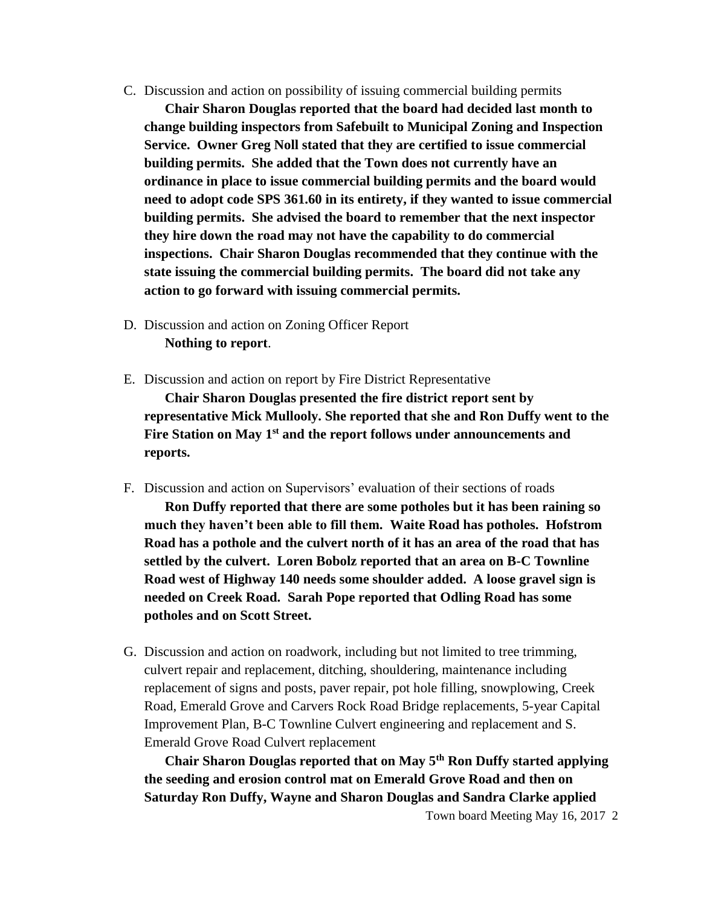C. Discussion and action on possibility of issuing commercial building permits

**Chair Sharon Douglas reported that the board had decided last month to change building inspectors from Safebuilt to Municipal Zoning and Inspection Service. Owner Greg Noll stated that they are certified to issue commercial building permits. She added that the Town does not currently have an ordinance in place to issue commercial building permits and the board would need to adopt code SPS 361.60 in its entirety, if they wanted to issue commercial building permits. She advised the board to remember that the next inspector they hire down the road may not have the capability to do commercial inspections. Chair Sharon Douglas recommended that they continue with the state issuing the commercial building permits. The board did not take any action to go forward with issuing commercial permits.**

D. Discussion and action on Zoning Officer Report

**Nothing to report**.

E. Discussion and action on report by Fire District Representative

**Chair Sharon Douglas presented the fire district report sent by representative Mick Mullooly. She reported that she and Ron Duffy went to the Fire Station on May 1st and the report follows under announcements and reports.**

F. Discussion and action on Supervisors' evaluation of their sections of roads

**Ron Duffy reported that there are some potholes but it has been raining so much they haven't been able to fill them. Waite Road has potholes. Hofstrom Road has a pothole and the culvert north of it has an area of the road that has settled by the culvert. Loren Bobolz reported that an area on B-C Townline Road west of Highway 140 needs some shoulder added. A loose gravel sign is needed on Creek Road. Sarah Pope reported that Odling Road has some potholes and on Scott Street.**

G. Discussion and action on roadwork, including but not limited to tree trimming, culvert repair and replacement, ditching, shouldering, maintenance including replacement of signs and posts, paver repair, pot hole filling, snowplowing, Creek Road, Emerald Grove and Carvers Rock Road Bridge replacements, 5-year Capital Improvement Plan, B-C Townline Culvert engineering and replacement and S. Emerald Grove Road Culvert replacement

**Chair Sharon Douglas reported that on May 5th Ron Duffy started applying the seeding and erosion control mat on Emerald Grove Road and then on Saturday Ron Duffy, Wayne and Sharon Douglas and Sandra Clarke applied**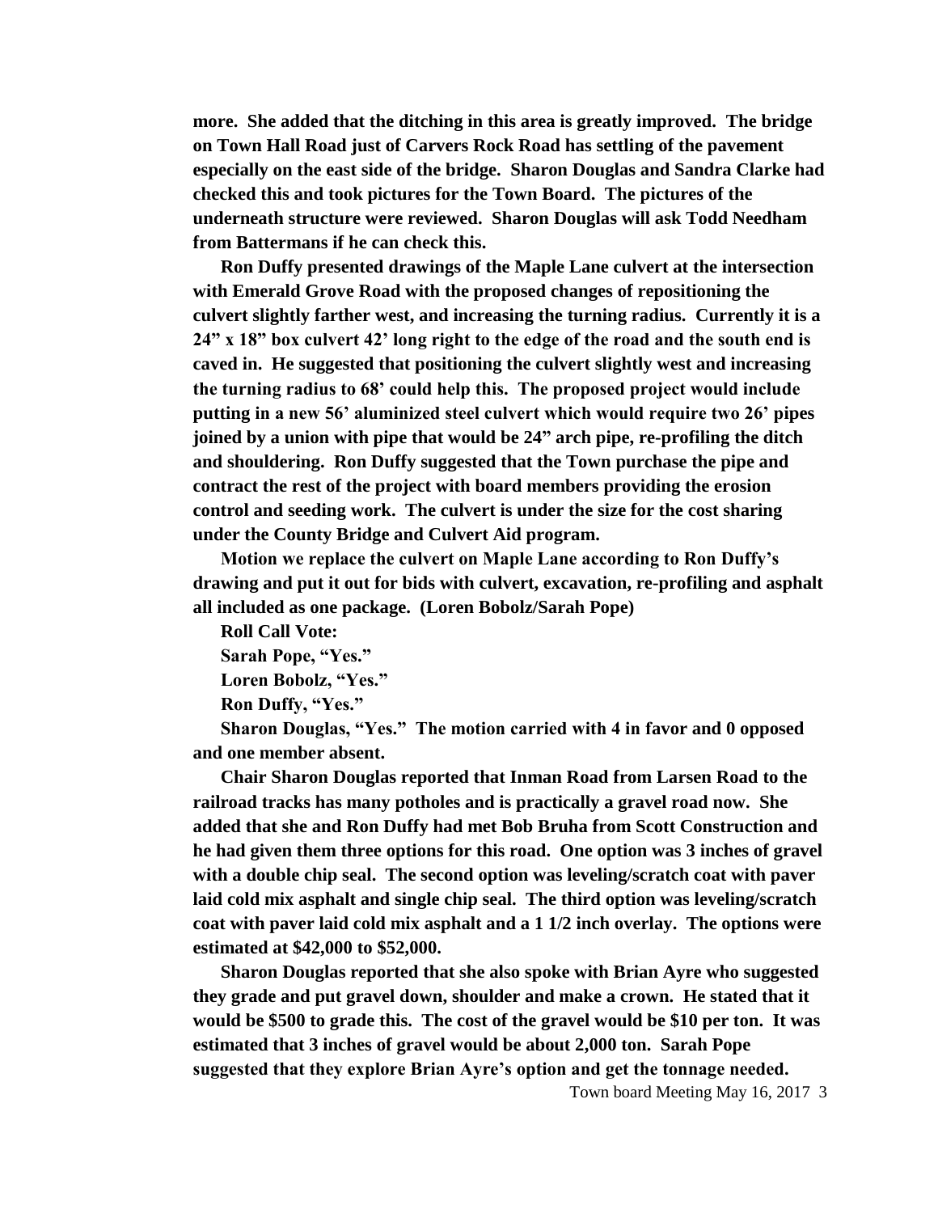**more. She added that the ditching in this area is greatly improved. The bridge on Town Hall Road just of Carvers Rock Road has settling of the pavement especially on the east side of the bridge. Sharon Douglas and Sandra Clarke had checked this and took pictures for the Town Board. The pictures of the underneath structure were reviewed. Sharon Douglas will ask Todd Needham from Battermans if he can check this.**

**Ron Duffy presented drawings of the Maple Lane culvert at the intersection with Emerald Grove Road with the proposed changes of repositioning the culvert slightly farther west, and increasing the turning radius. Currently it is a 24" x 18" box culvert 42' long right to the edge of the road and the south end is caved in. He suggested that positioning the culvert slightly west and increasing the turning radius to 68' could help this. The proposed project would include putting in a new 56' aluminized steel culvert which would require two 26' pipes joined by a union with pipe that would be 24" arch pipe, re-profiling the ditch and shouldering. Ron Duffy suggested that the Town purchase the pipe and contract the rest of the project with board members providing the erosion control and seeding work. The culvert is under the size for the cost sharing under the County Bridge and Culvert Aid program.**

**Motion we replace the culvert on Maple Lane according to Ron Duffy's drawing and put it out for bids with culvert, excavation, re-profiling and asphalt all included as one package. (Loren Bobolz/Sarah Pope)**

**Roll Call Vote:**
**Sarah Pope, "Yes."**
**Loren Bobolz, "Yes."**
**Ron Duffy, "Yes."**
**Sharon Douglas, "Yes." The motion carried with 4 in favor and 0 opposed and one member absent.**

**Chair Sharon Douglas reported that Inman Road from Larsen Road to the railroad tracks has many potholes and is practically a gravel road now. She added that she and Ron Duffy had met Bob Bruha from Scott Construction and he had given them three options for this road. One option was 3 inches of gravel with a double chip seal. The second option was leveling/scratch coat with paver laid cold mix asphalt and single chip seal. The third option was leveling/scratch coat with paver laid cold mix asphalt and a 1 1/2 inch overlay. The options were estimated at $42,000 to $52,000.**

**Sharon Douglas reported that she also spoke with Brian Ayre who suggested they grade and put gravel down, shoulder and make a crown. He stated that it would be $500 to grade this. The cost of the gravel would be $10 per ton. It was estimated that 3 inches of gravel would be about 2,000 ton. Sarah Pope suggested that they explore Brian Ayre's option and get the tonnage needed.**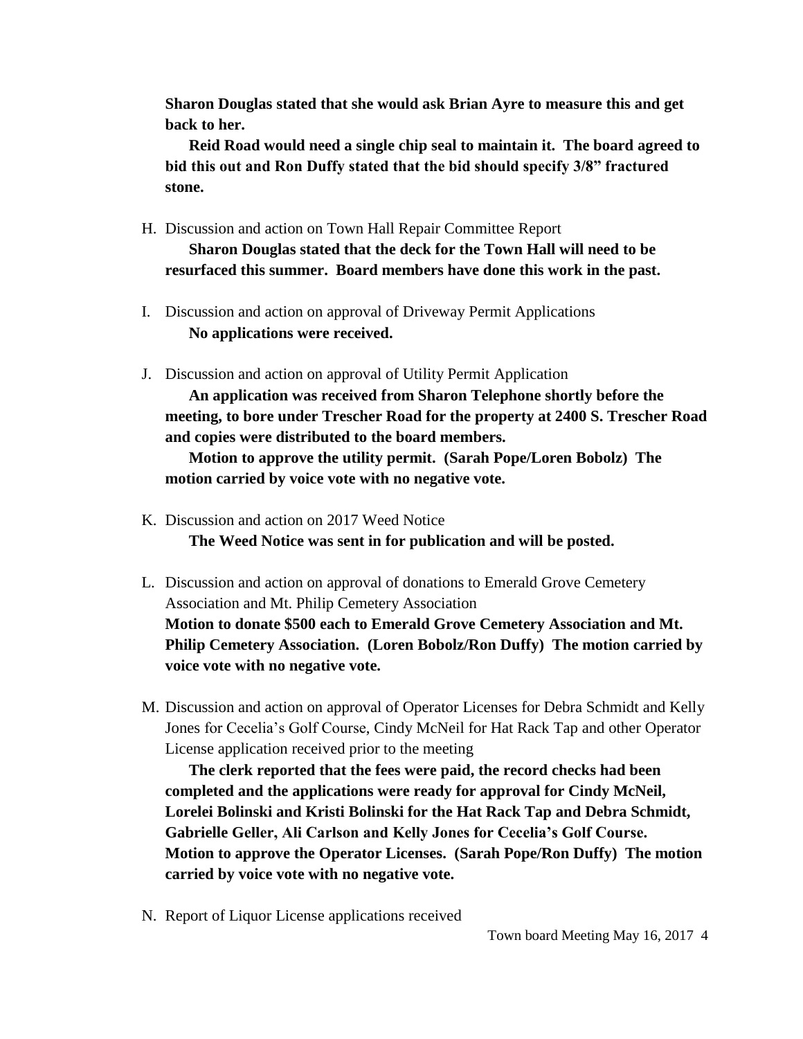**Sharon Douglas stated that she would ask Brian Ayre to measure this and get back to her.**

**Reid Road would need a single chip seal to maintain it. The board agreed to bid this out and Ron Duffy stated that the bid should specify 3/8” fractured stone.**

H. Discussion and action on Town Hall Repair Committee Report

   **Sharon Douglas stated that the deck for the Town Hall will need to be resurfaced this summer. Board members have done this work in the past.**

I. Discussion and action on approval of Driveway Permit Applications

   **No applications were received.**

J. Discussion and action on approval of Utility Permit Application

   **An application was received from Sharon Telephone shortly before the meeting, to bore under Trescher Road for the property at 2400 S. Trescher Road and copies were distributed to the board members.**

   **Motion to approve the utility permit. (Sarah Pope/Loren Bobolz) The motion carried by voice vote with no negative vote.**

K. Discussion and action on 2017 Weed Notice

   **The Weed Notice was sent in for publication and will be posted.**

L. Discussion and action on approval of donations to Emerald Grove Cemetery Association and Mt. Philip Cemetery Association

   **Motion to donate $500 each to Emerald Grove Cemetery Association and Mt. Philip Cemetery Association. (Loren Bobolz/Ron Duffy) The motion carried by voice vote with no negative vote.**

M. Discussion and action on approval of Operator Licenses for Debra Schmidt and Kelly Jones for Cecelia’s Golf Course, Cindy McNeil for Hat Rack Tap and other Operator License application received prior to the meeting

   **The clerk reported that the fees were paid, the record checks had been completed and the applications were ready for approval for Cindy McNeil, Lorelei Bolinski and Kristi Bolinski for the Hat Rack Tap and Debra Schmidt, Gabrielle Geller, Ali Carlson and Kelly Jones for Cecelia’s Golf Course. Motion to approve the Operator Licenses. (Sarah Pope/Ron Duffy) The motion carried by voice vote with no negative vote.**

N. Report of Liquor License applications received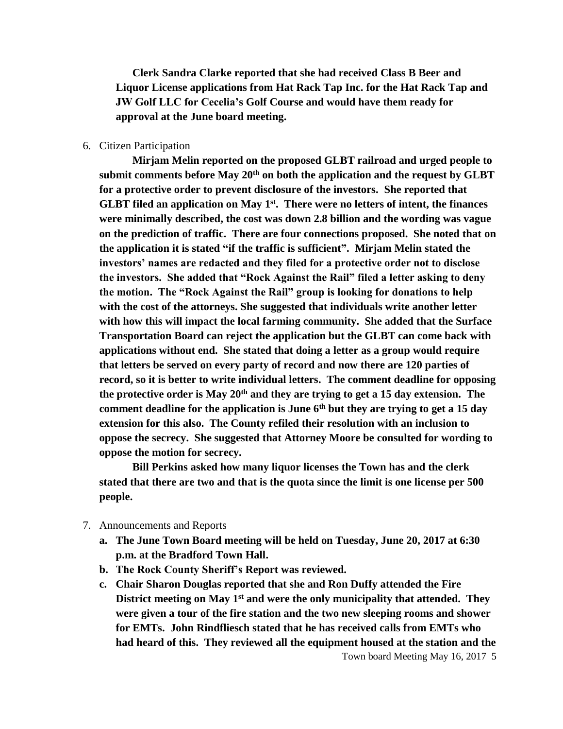**Clerk Sandra Clarke reported that she had received Class B Beer and Liquor License applications from Hat Rack Tap Inc. for the Hat Rack Tap and JW Golf LLC for Cecelia's Golf Course and would have them ready for approval at the June board meeting.**

6. Citizen Participation

   **Mirjam Melin reported on the proposed GLBT railroad and urged people to submit comments before May 20th on both the application and the request by GLBT for a protective order to prevent disclosure of the investors. She reported that GLBT filed an application on May 1st. There were no letters of intent, the finances were minimally described, the cost was down 2.8 billion and the wording was vague on the prediction of traffic. There are four connections proposed. She noted that on the application it is stated "if the traffic is sufficient". Mirjam Melin stated the investors' names are redacted and they filed for a protective order not to disclose the investors. She added that "Rock Against the Rail" filed a letter asking to deny the motion. The "Rock Against the Rail" group is looking for donations to help with the cost of the attorneys. She suggested that individuals write another letter with how this will impact the local farming community. She added that the Surface Transportation Board can reject the application but the GLBT can come back with applications without end. She stated that doing a letter as a group would require that letters be served on every party of record and now there are 120 parties of record, so it is better to write individual letters. The comment deadline for opposing the protective order is May 20th and they are trying to get a 15 day extension. The comment deadline for the application is June 6th but they are trying to get a 15 day extension for this also. The County refiled their resolution with an inclusion to oppose the secrecy. She suggested that Attorney Moore be consulted for wording to oppose the motion for secrecy.**

   **Bill Perkins asked how many liquor licenses the Town has and the clerk stated that there are two and that is the quota since the limit is one license per 500 people.**

7. Announcements and Reports
   a. **The June Town Board meeting will be held on Tuesday, June 20, 2017 at 6:30 p.m. at the Bradford Town Hall.**
   b. **The Rock County Sheriff's Report was reviewed.**
   c. **Chair Sharon Douglas reported that she and Ron Duffy attended the Fire District meeting on May 1st and were the only municipality that attended. They were given a tour of the fire station and the two new sleeping rooms and shower for EMTs. John Rindfliesch stated that he has received calls from EMTs who had heard of this. They reviewed all the equipment housed at the station and the**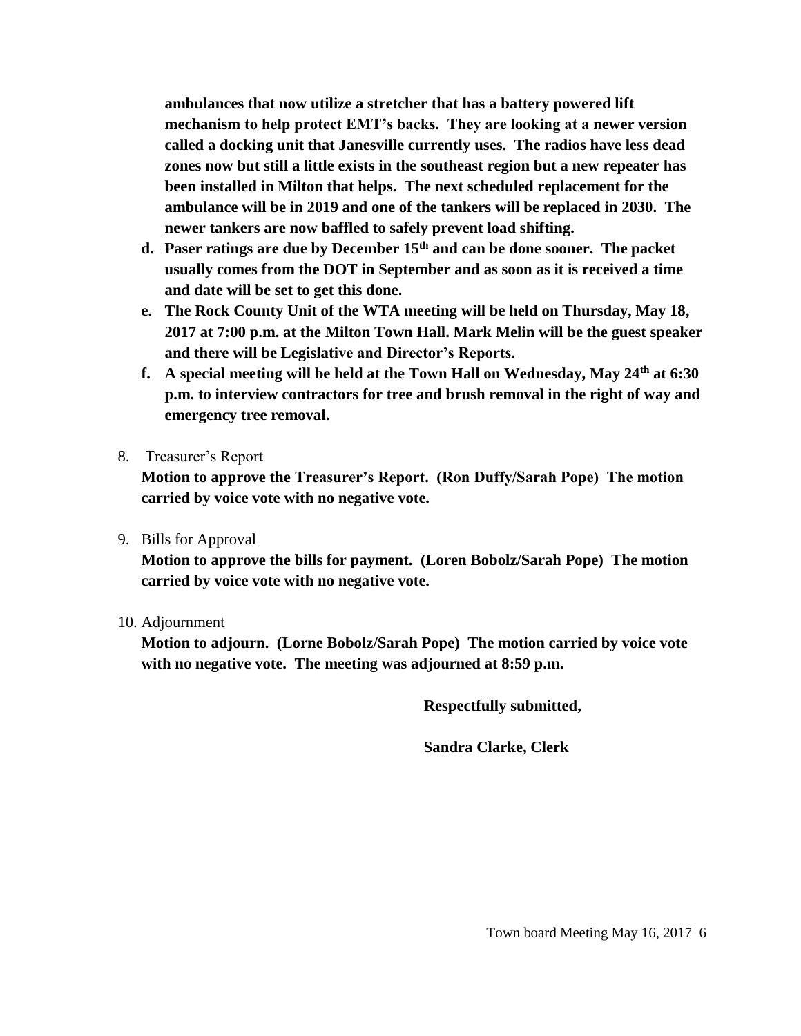**ambulances that now utilize a stretcher that has a battery powered lift mechanism to help protect EMT's backs. They are looking at a newer version called a docking unit that Janesville currently uses. The radios have less dead zones now but still a little exists in the southeast region but a new repeater has been installed in Milton that helps. The next scheduled replacement for the ambulance will be in 2019 and one of the tankers will be replaced in 2030. The newer tankers are now baffled to safely prevent load shifting.**

d. **Paser ratings are due by December 15th and can be done sooner. The packet usually comes from the DOT in September and as soon as it is received a time and date will be set to get this done.**
e. **The Rock County Unit of the WTA meeting will be held on Thursday, May 18, 2017 at 7:00 p.m. at the Milton Town Hall. Mark Melin will be the guest speaker and there will be Legislative and Director's Reports.**
f. **A special meeting will be held at the Town Hall on Wednesday, May 24th at 6:30 p.m. to interview contractors for tree and brush removal in the right of way and emergency tree removal.**

8. Treasurer's Report

   **Motion to approve the Treasurer's Report. (Ron Duffy/Sarah Pope) The motion carried by voice vote with no negative vote.**

9. Bills for Approval

   **Motion to approve the bills for payment. (Loren Bobolz/Sarah Pope) The motion carried by voice vote with no negative vote.**

10. Adjournment

    **Motion to adjourn. (Lorne Bobolz/Sarah Pope) The motion carried by voice vote with no negative vote. The meeting was adjourned at 8:59 p.m.**

**Respectfully submitted,**

**Sandra Clarke, Clerk**